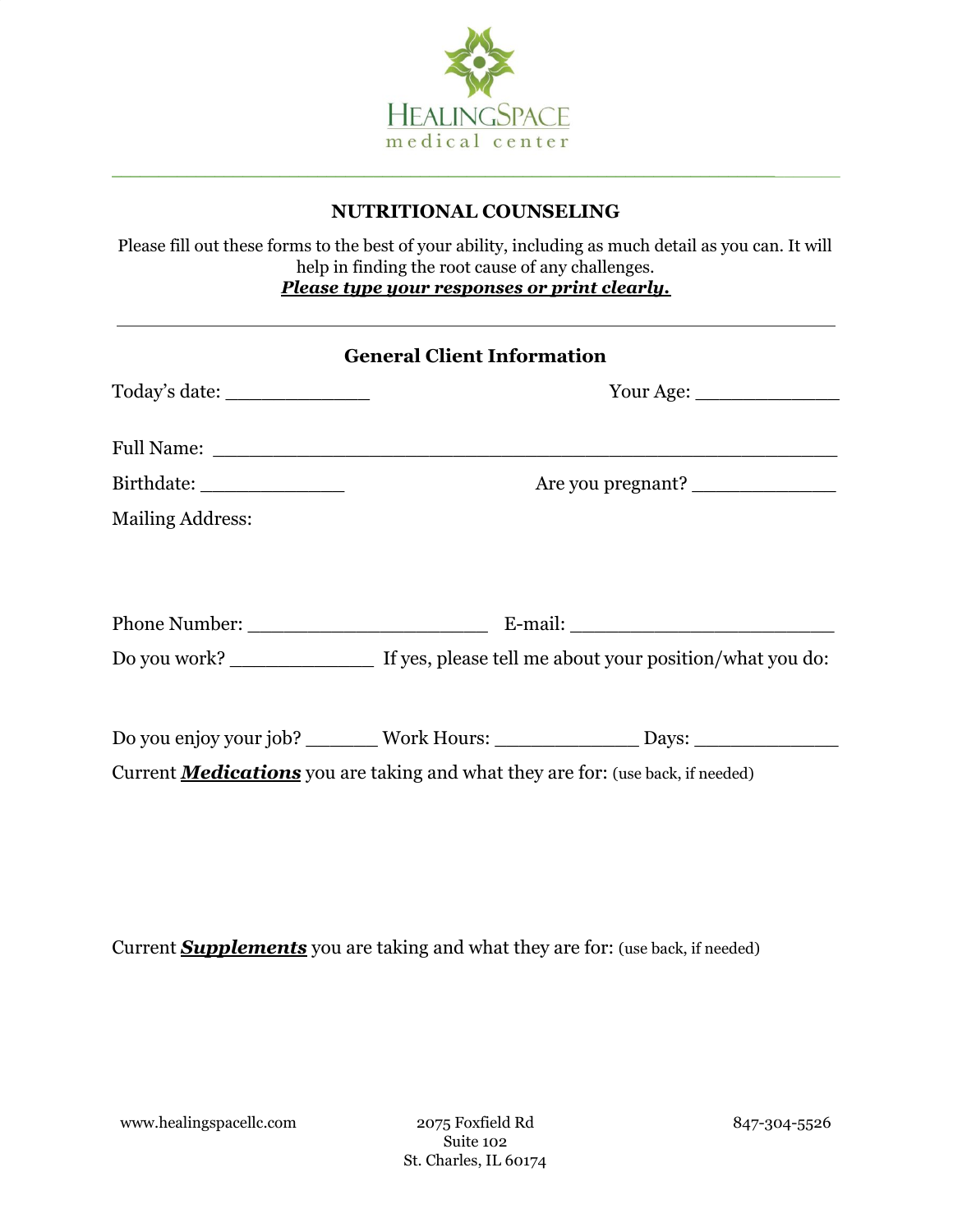HEALINGSPACE
medical center

## NUTRITIONAL COUNSELING

Please fill out these forms to the best of your ability, including as much detail as you can. It will help in finding the root cause of any challenges.
***Please type your responses or print clearly.***

---

### General Client Information

Today's date: _____________ Your Age: _____________

Full Name: ____________________________________________________

Birthdate: _____________ Are you pregnant? _____________

Mailing Address:

Phone Number: ______________________ E-mail: ________________________

Do you work? _____________ If yes, please tell me about your position/what you do:

Do you enjoy your job? ______ Work Hours: _____________ Days: _____________

Current ***Medications*** you are taking and what they are for: (use back, if needed)

Current ***Supplements*** you are taking and what they are for: (use back, if needed)

www.healingspacellc.com

2075 Foxfield Rd
Suite 102
St. Charles, IL 60174

847-304-5526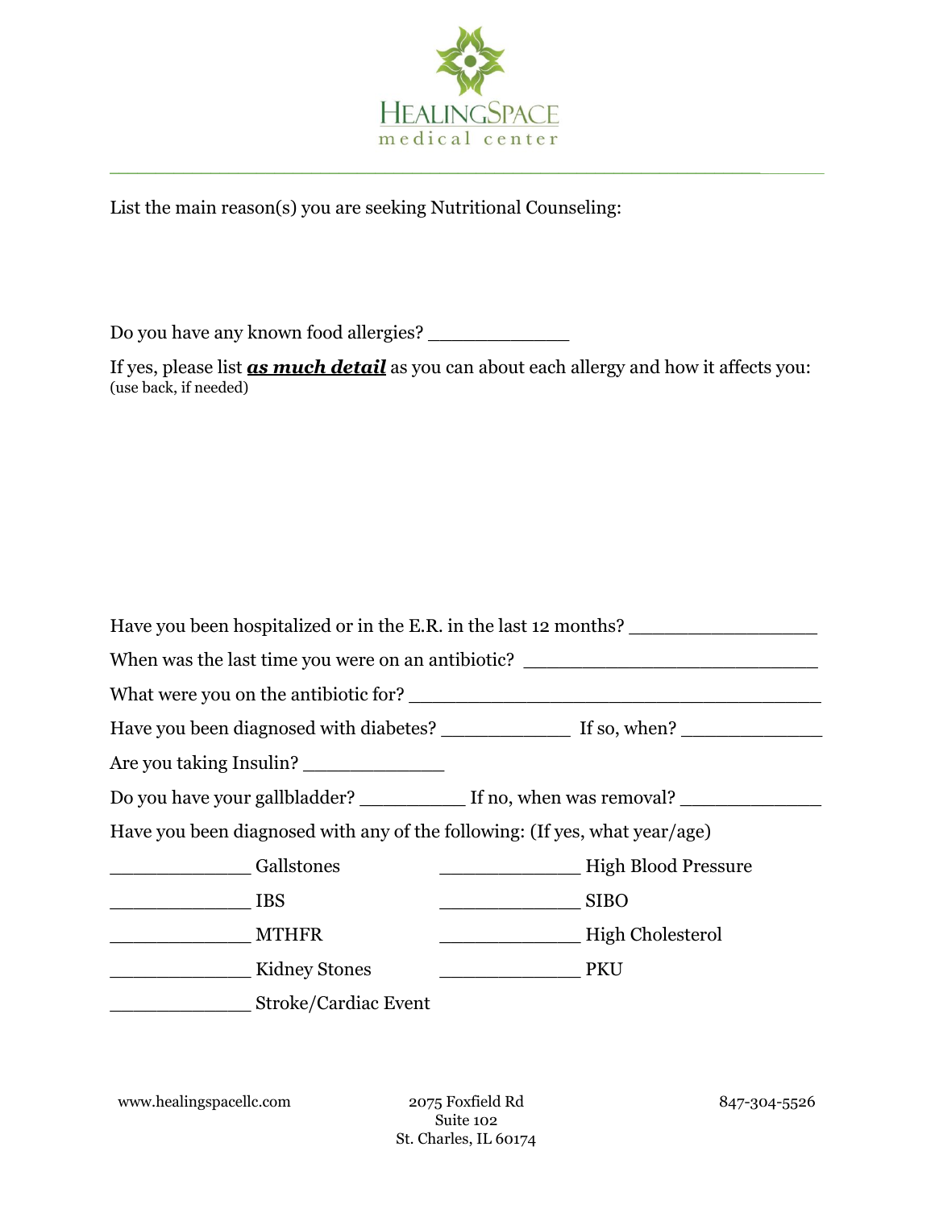List the main reason(s) you are seeking Nutritional Counseling:

Do you have any known food allergies? _____________

If yes, please list ***as much detail*** as you can about each allergy and how it affects you:
(use back, if needed)

Have you been hospitalized or in the E.R. in the last 12 months? _________________

When was the last time you were on an antibiotic? ___________________________

What were you on the antibiotic for? ______________________________________

Have you been diagnosed with diabetes? ____________ If so, when? _____________

Are you taking Insulin? _____________

Do you have your gallbladder? __________ If no, when was removal? _____________

Have you been diagnosed with any of the following: (If yes, what year/age)

_____________ Gallstones

_____________ High Blood Pressure

_____________ IBS

_____________ SIBO

_____________ MTHFR

_____________ High Cholesterol

_____________ Kidney Stones

_____________ PKU

_____________ Stroke/Cardiac Event

www.healingspacellc.com

2075 Foxfield Rd
Suite 102
St. Charles, IL 60174

847-304-5526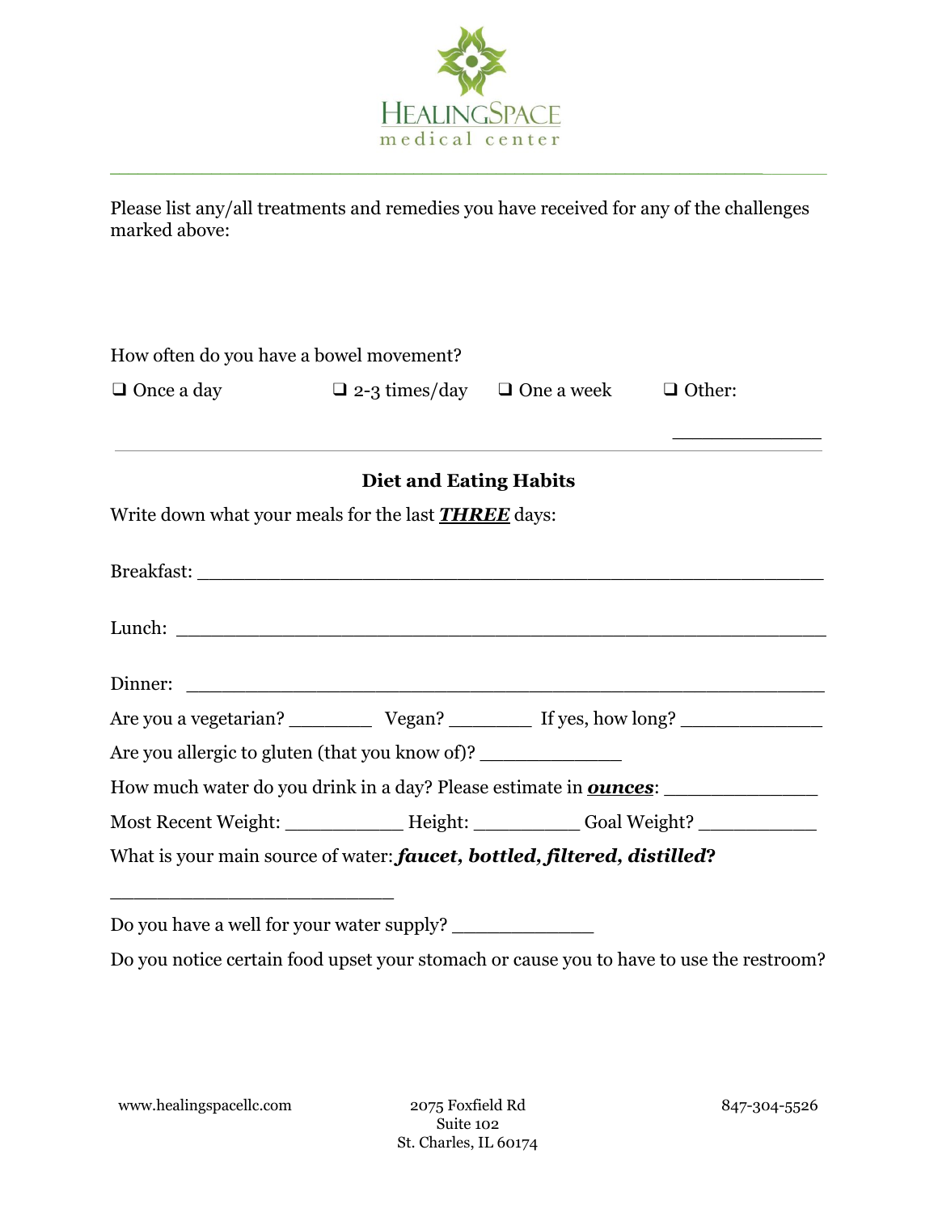Please list any/all treatments and remedies you have received for any of the challenges marked above:

How often do you have a bowel movement?

❑ Once a day ❑ 2-3 times/day ❑ One a week ❑ Other: _____________

## Diet and Eating Habits

Write down what your meals for the last ***THREE*** days:

Breakfast: ______________________________________________________

Lunch: ______________________________________________________

Dinner: ______________________________________________________

Are you a vegetarian? ________ Vegan? ________ If yes, how long? ______________

Are you allergic to gluten (that you know of)? ______________

How much water do you drink in a day? Please estimate in ***ounces***: _______________

Most Recent Weight: ___________ Height: __________ Goal Weight? ___________

What is your main source of water: ***faucet, bottled, filtered, distilled*?**

___________________________

Do you have a well for your water supply? ______________

Do you notice certain food upset your stomach or cause you to have to use the restroom?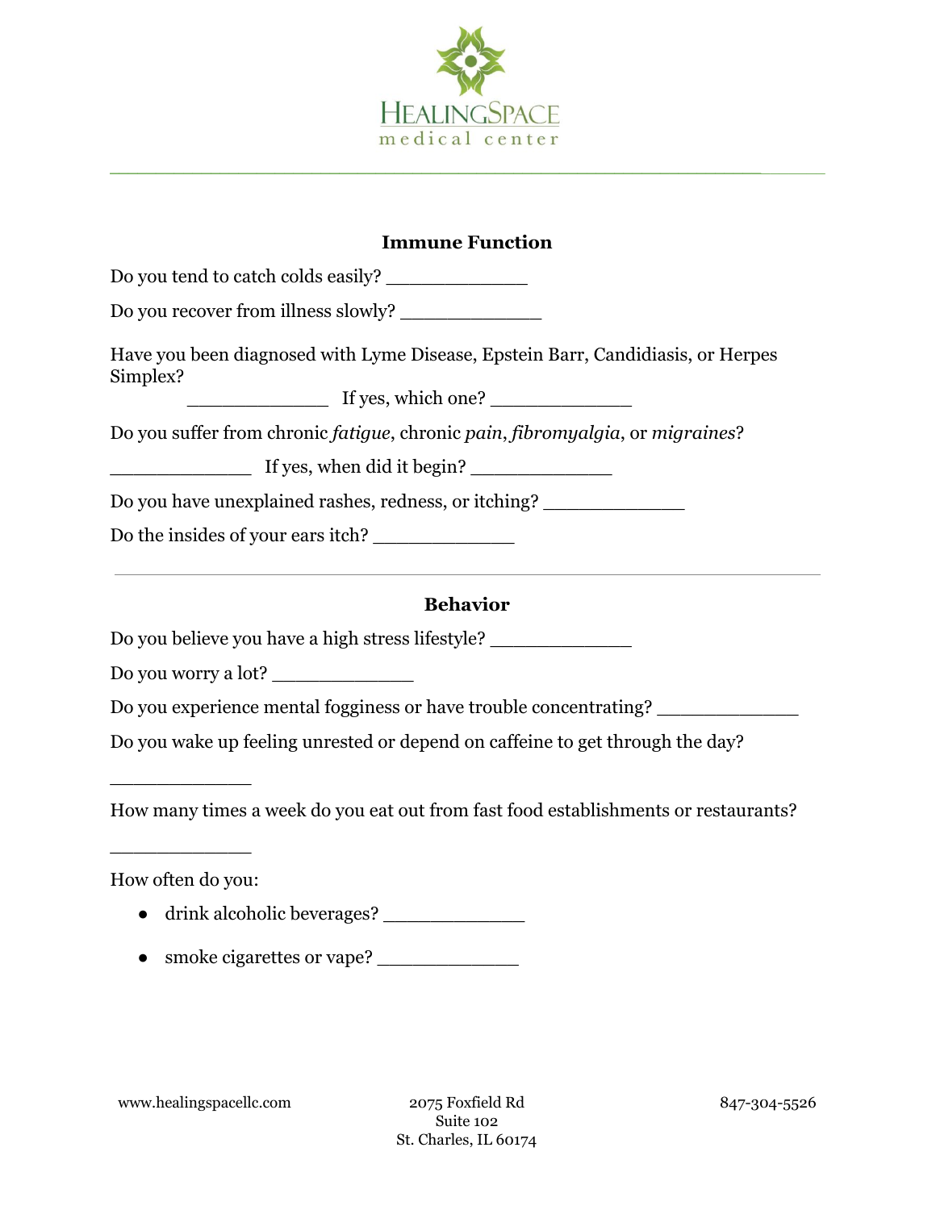## Immune Function

Do you tend to catch colds easily? _____________

Do you recover from illness slowly? _____________

Have you been diagnosed with Lyme Disease, Epstein Barr, Candidiasis, or Herpes Simplex?

_____________ If yes, which one? _____________

Do you suffer from chronic *fatigue*, chronic *pain*, *fibromyalgia*, or *migraines*?

_____________ If yes, when did it begin? _____________

Do you have unexplained rashes, redness, or itching? _____________

Do the insides of your ears itch? _____________

---

## Behavior

Do you believe you have a high stress lifestyle? _____________

Do you worry a lot? _____________

Do you experience mental fogginess or have trouble concentrating? _____________

Do you wake up feeling unrested or depend on caffeine to get through the day?

_____________

How many times a week do you eat out from fast food establishments or restaurants?

_____________

How often do you:

- drink alcoholic beverages? _____________
- smoke cigarettes or vape? _____________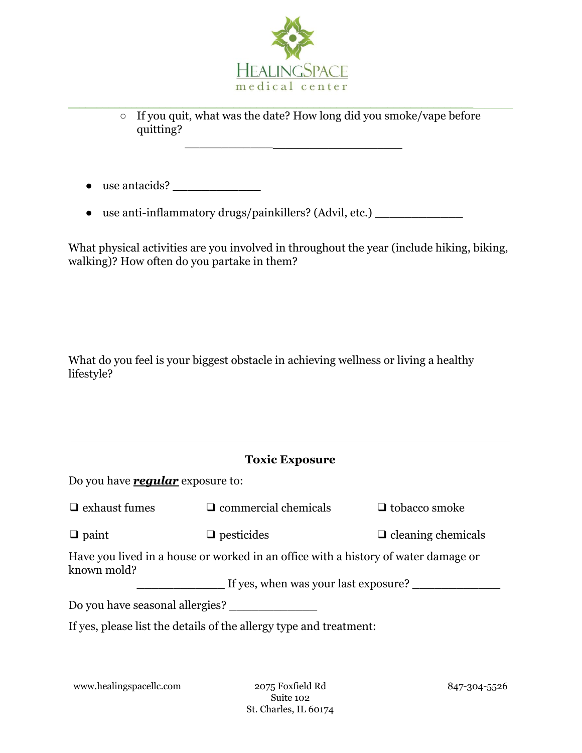- If you quit, what was the date? How long did you smoke/vape before quitting?

  ______________________________

- use antacids? _____________

- use anti-inflammatory drugs/painkillers? (Advil, etc.) _____________

What physical activities are you involved in throughout the year (include hiking, biking, walking)? How often do you partake in them?

What do you feel is your biggest obstacle in achieving wellness or living a healthy lifestyle?

---

**Toxic Exposure**

Do you have ***regular*** exposure to:

❑ exhaust fumes ❑ commercial chemicals ❑ tobacco smoke

❑ paint ❑ pesticides ❑ cleaning chemicals

Have you lived in a house or worked in an office with a history of water damage or known mold?

_____________ If yes, when was your last exposure? _____________

Do you have seasonal allergies? _____________

If yes, please list the details of the allergy type and treatment: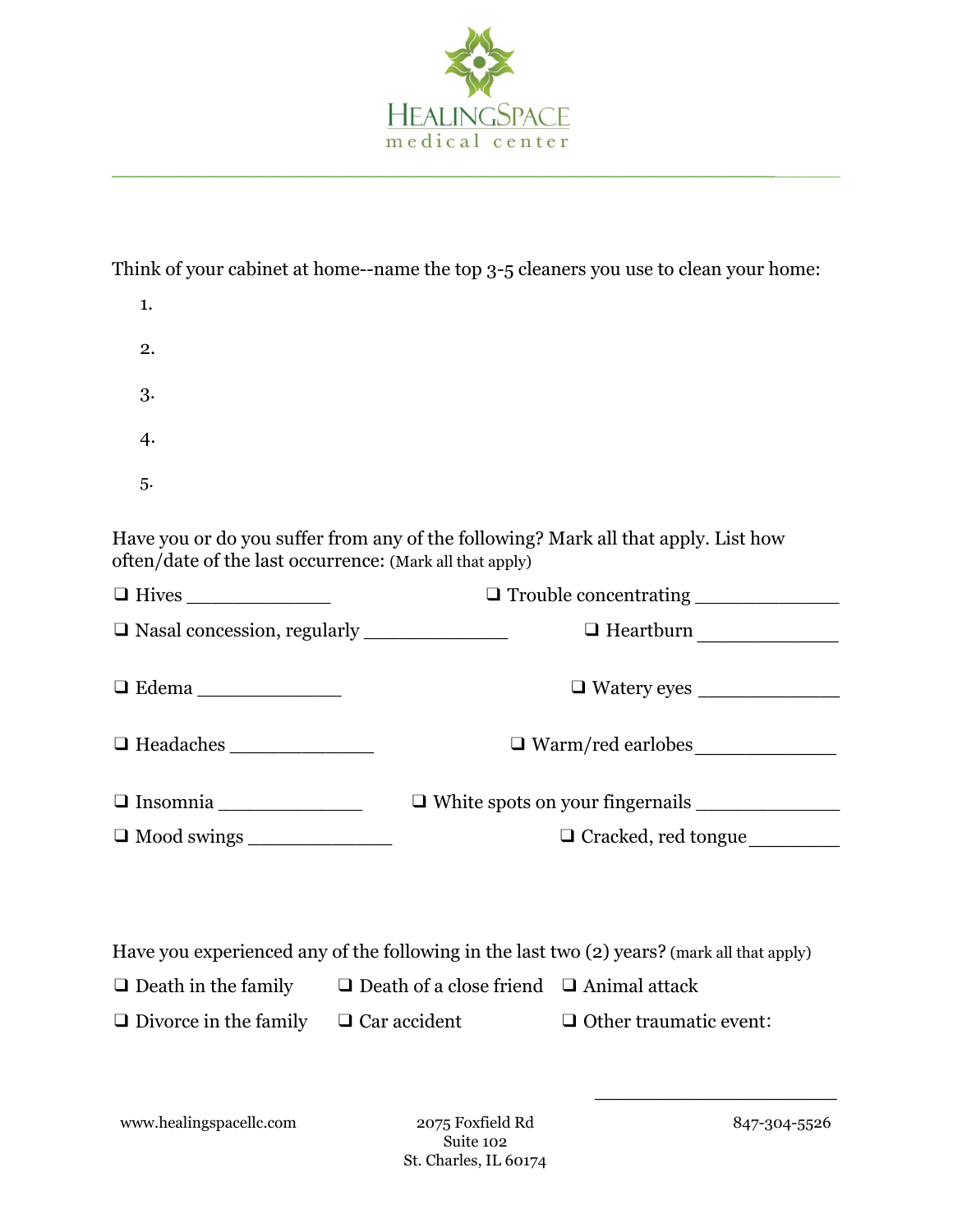# HEALINGSPACE
medical center

Think of your cabinet at home--name the top 3-5 cleaners you use to clean your home:

1.
2.
3.
4.
5.

Have you or do you suffer from any of the following? Mark all that apply. List how often/date of the last occurrence: (Mark all that apply)

❑ Hives ______________

❑ Trouble concentrating ______________

❑ Nasal concession, regularly ______________

❑ Heartburn ______________

❑ Edema ______________

❑ Watery eyes ______________

❑ Headaches ______________

❑ Warm/red earlobes ______________

❑ Insomnia ______________

❑ White spots on your fingernails ______________

❑ Mood swings ______________

❑ Cracked, red tongue _________

Have you experienced any of the following in the last two (2) years? (mark all that apply)

❑ Death in the family

❑ Death of a close friend

❑ Animal attack

❑ Divorce in the family

❑ Car accident

❑ Other traumatic event:

_________________________

www.healingspacellc.com

2075 Foxfield Rd
Suite 102
St. Charles, IL 60174

847-304-5526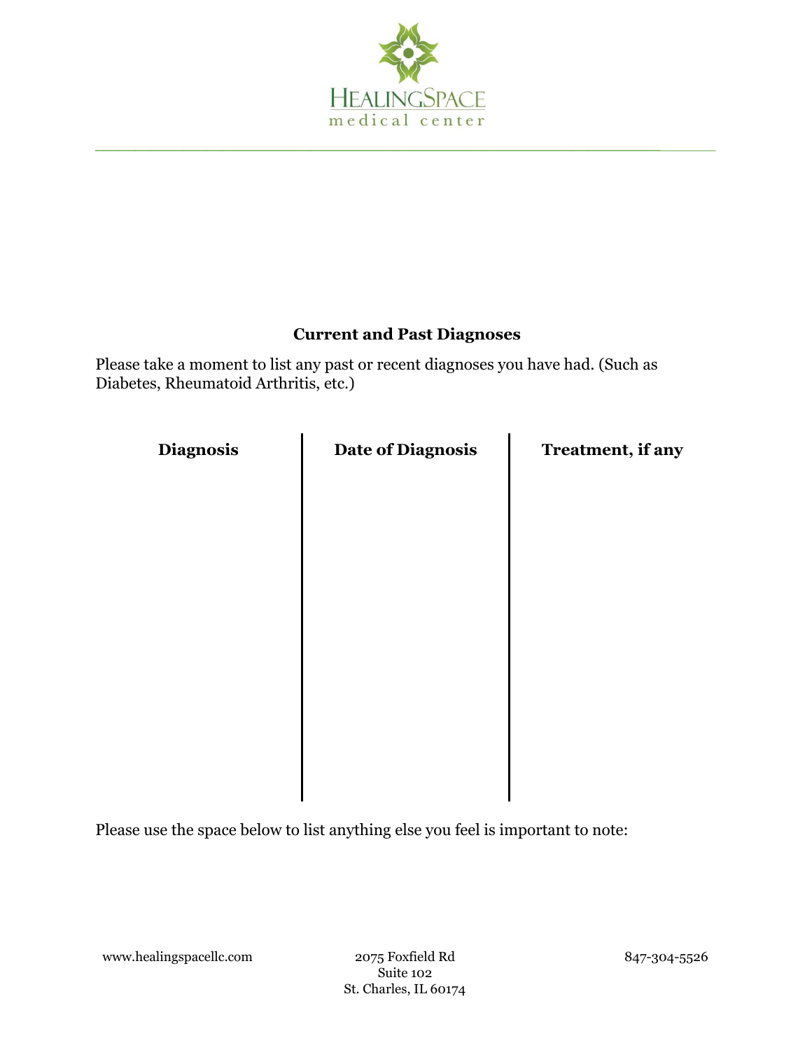HealingSpace medical center

## Current and Past Diagnoses

Please take a moment to list any past or recent diagnoses you have had. (Such as Diabetes, Rheumatoid Arthritis, etc.)

| **Diagnosis** | **Date of Diagnosis** | **Treatment, if any** |
| --- | --- | --- |
| | | |

Please use the space below to list anything else you feel is important to note:

www.healingspacellc.com

2075 Foxfield Rd
Suite 102
St. Charles, IL 60174

847-304-5526